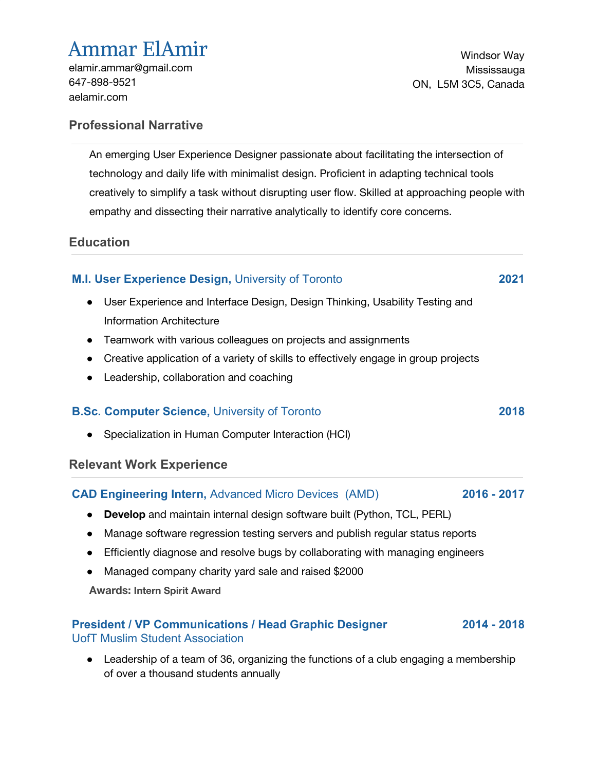# Ammar ElAmir

elamir.ammar@gmail.com
647-898-9521
aelamir.com

Windsor Way
Mississauga
ON,  L5M 3C5, Canada

## Professional Narrative

An emerging User Experience Designer passionate about facilitating the intersection of technology and daily life with minimalist design. Proficient in adapting technical tools creatively to simplify a task without disrupting user flow. Skilled at approaching people with empathy and dissecting their narrative analytically to identify core concerns.

## Education

### **M.I. User Experience Design,** University of Toronto — **2021**

- User Experience and Interface Design, Design Thinking, Usability Testing and Information Architecture
- Teamwork with various colleagues on projects and assignments
- Creative application of a variety of skills to effectively engage in group projects
- Leadership, collaboration and coaching

### **B.Sc. Computer Science,** University of Toronto — **2018**

- Specialization in Human Computer Interaction (HCI)

## Relevant Work Experience

### **CAD Engineering Intern,** Advanced Micro Devices  (AMD) — **2016 - 2017**

- **Develop** and maintain internal design software built (Python, TCL, PERL)
- Manage software regression testing servers and publish regular status reports
- Efficiently diagnose and resolve bugs by collaborating with managing engineers
- Managed company charity yard sale and raised $2000

**Awards:** Intern Spirit Award

### **President / VP Communications / Head Graphic Designer** — **2014 - 2018**
UofT Muslim Student Association

- Leadership of a team of 36, organizing the functions of a club engaging a membership of over a thousand students annually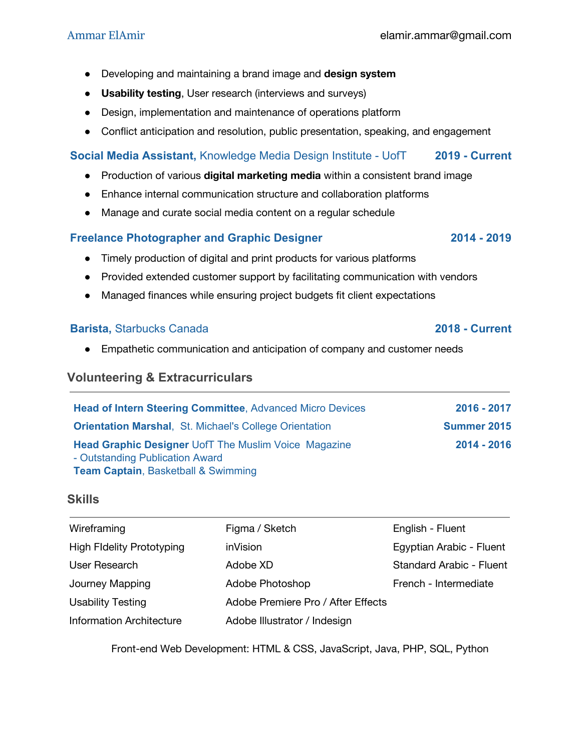- Developing and maintaining a brand image and **design system**
- **Usability testing**, User research (interviews and surveys)
- Design, implementation and maintenance of operations platform
- Conflict anticipation and resolution, public presentation, speaking, and engagement

### **Social Media Assistant,** Knowledge Media Design Institute - UofT — **2019 - Current**

- Production of various **digital marketing media** within a consistent brand image
- Enhance internal communication structure and collaboration platforms
- Manage and curate social media content on a regular schedule

### **Freelance Photographer and Graphic Designer** — **2014 - 2019**

- Timely production of digital and print products for various platforms
- Provided extended customer support by facilitating communication with vendors
- Managed finances while ensuring project budgets fit client expectations

### **Barista,** Starbucks Canada — **2018 - Current**

- Empathetic communication and anticipation of company and customer needs

## Volunteering & Extracurriculars

**Head of Intern Steering Committee**, Advanced Micro Devices — **2016 - 2017**

**Orientation Marshal**, St. Michael's College Orientation — **Summer 2015**

**Head Graphic Designer** UofT The Muslim Voice Magazine - Outstanding Publication Award — **2014 - 2016**

**Team Captain**, Basketball & Swimming

## Skills

| | | |
|---|---|---|
| Wireframing | Figma / Sketch | English - Fluent |
| High FIdelity Prototyping | inVision | Egyptian Arabic - Fluent |
| User Research | Adobe XD | Standard Arabic - Fluent |
| Journey Mapping | Adobe Photoshop | French - Intermediate |
| Usability Testing | Adobe Premiere Pro / After Effects | |
| Information Architecture | Adobe Illustrator / Indesign | |

Front-end Web Development: HTML & CSS, JavaScript, Java, PHP, SQL, Python